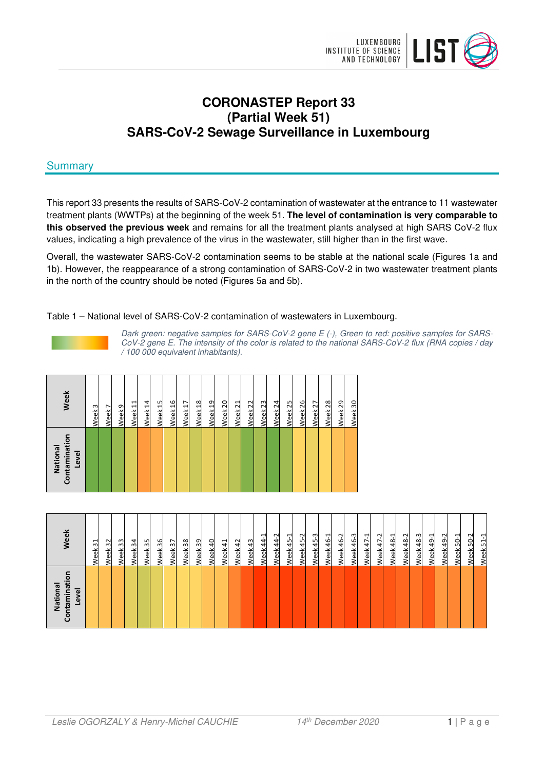# CORONASTEP Report 33
# (Partial Week 51)
# SARS-CoV-2 Sewage Surveillance in Luxembourg

## Summary

This report 33 presents the results of SARS-CoV-2 contamination of wastewater at the entrance to 11 wastewater treatment plants (WWTPs) at the beginning of the week 51. **The level of contamination is very comparable to this observed the previous week** and remains for all the treatment plants analysed at high SARS CoV-2 flux values, indicating a high prevalence of the virus in the wastewater, still higher than in the first wave.

Overall, the wastewater SARS-CoV-2 contamination seems to be stable at the national scale (Figures 1a and 1b). However, the reappearance of a strong contamination of SARS-CoV-2 in two wastewater treatment plants in the north of the country should be noted (Figures 5a and 5b).

Table 1 – National level of SARS-CoV-2 contamination of wastewaters in Luxembourg.

*Dark green: negative samples for SARS-CoV-2 gene E (-), Green to red: positive samples for SARS-CoV-2 gene E. The intensity of the color is related to the national SARS-CoV-2 flux (RNA copies / day / 100 000 equivalent inhabitants).*

| Week | Week 3 | Week 7 | Week 9 | Week 11 | Week 14 | Week 15 | Week 16 | Week 17 | Week 18 | Week 19 | Week 20 | Week 21 | Week 22 | Week 23 | Week 24 | Week 25 | Week 26 | Week 27 | Week 28 | Week 29 | Week 30 |
|---|---|---|---|---|---|---|---|---|---|---|---|---|---|---|---|---|---|---|---|---|---|
| National Contamination Level | | | | | | | | | | | | | | | | | | | | | |

| Week | Week 31 | Week 32 | Week 33 | Week 34 | Week 35 | Week 36 | Week 37 | Week 38 | Week 39 | Week 40 | Week 41 | Week 42 | Week 43 | Week 44-1 | Week 44-2 | Week 45-1 | Week 45-2 | Week 45-3 | Week 46-1 | Week 46-2 | Week 46-3 | Week 47-1 | Week 47-2 | Week 48-1 | Week 48-2 | Week 48-3 | Week 49-1 | Week 49-2 | Week 50-1 | Week 50-2 | Week 51-1 |
|---|---|---|---|---|---|---|---|---|---|---|---|---|---|---|---|---|---|---|---|---|---|---|---|---|---|---|---|---|---|---|---|
| National Contamination Level | | | | | | | | | | | | | | | | | | | | | | | | | | | | | | | |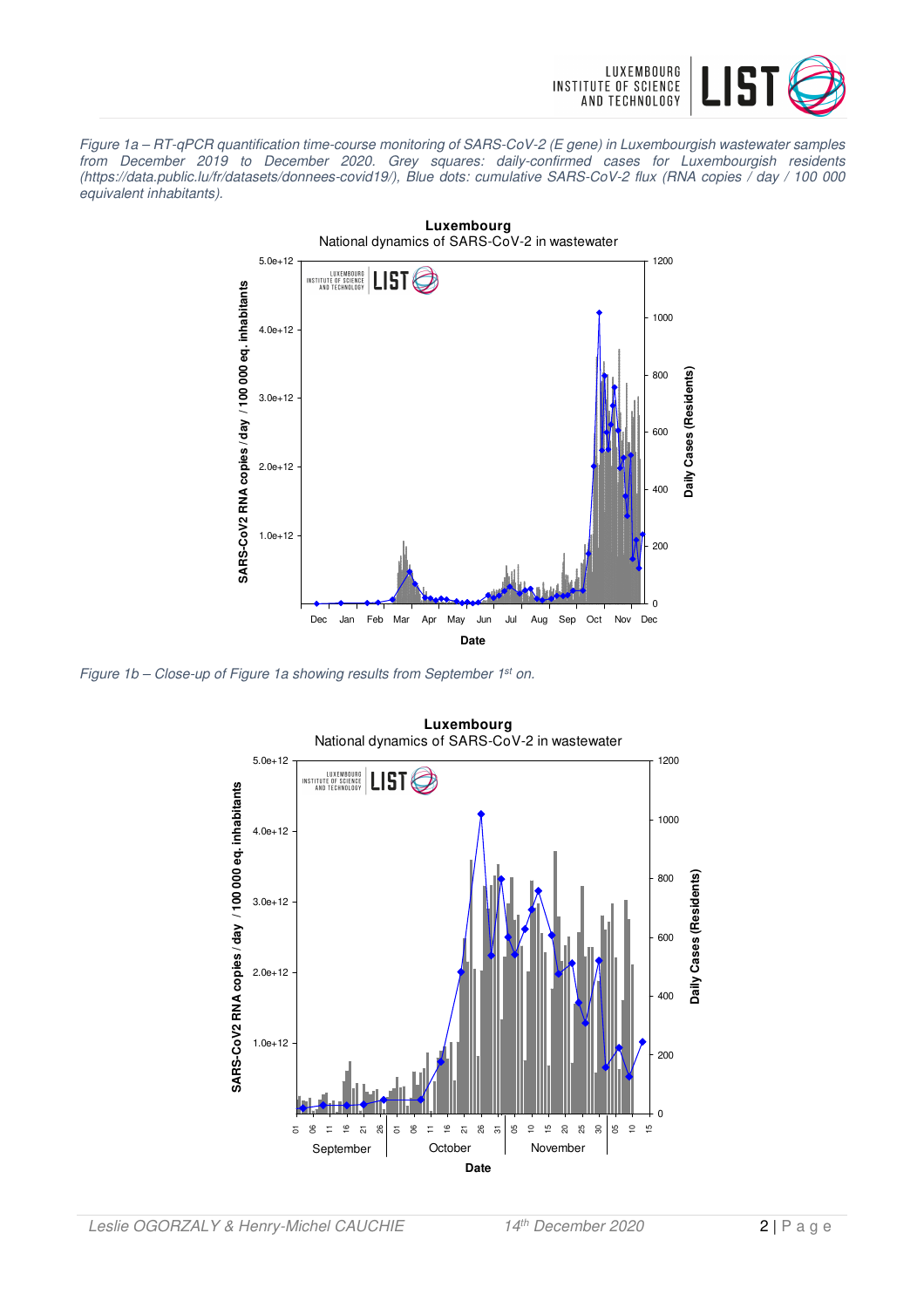*Figure 1a – RT-qPCR quantification time-course monitoring of SARS-CoV-2 (E gene) in Luxembourgish wastewater samples from December 2019 to December 2020. Grey squares: daily-confirmed cases for Luxembourgish residents (https://data.public.lu/fr/datasets/donnees-covid19/), Blue dots: cumulative SARS-CoV-2 flux (RNA copies / day / 100 000 equivalent inhabitants).*

*Figure 1b – Close-up of Figure 1a showing results from September 1st on.*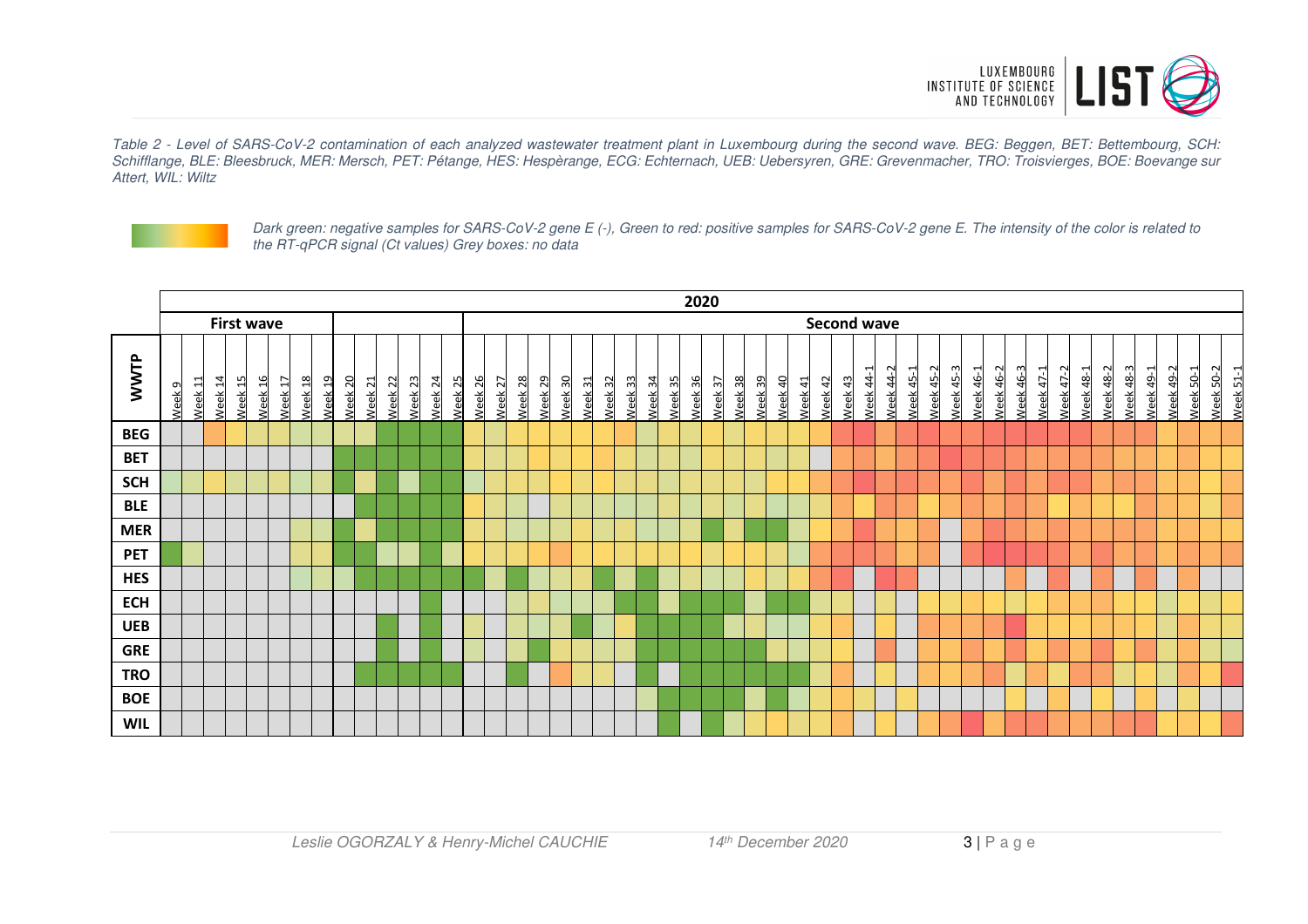*Table 2 - Level of SARS-CoV-2 contamination of each analyzed wastewater treatment plant in Luxembourg during the second wave. BEG: Beggen, BET: Bettembourg, SCH: Schifflange, BLE: Bleesbruck, MER: Mersch, PET: Pétange, HES: Hespèrange, ECG: Echternach, UEB: Uebersyren, GRE: Grevenmacher, TRO: Troisvierges, BOE: Boevange sur Attert, WIL: Wiltz*

*Dark green: negative samples for SARS-CoV-2 gene E (-), Green to red: positive samples for SARS-CoV-2 gene E. The intensity of the color is related to the RT-qPCR signal (Ct values) Grey boxes: no data*

| WWTP | 2020 | | | | | | | | | | | | | | | | | | | | | | | | | | | | | | | | | | | | | | | | | | | | | | | | |
|---|---|---|---|---|---|---|---|---|---|---|---|---|---|---|---|---|---|---|---|---|---|---|---|---|---|---|---|---|---|---|---|---|---|---|---|---|---|---|---|---|---|---|---|---|---|---|---|---|---|
| | First wave | | | | | | | | | | | | | | Second wave | | | | | | | | | | | | | | | | | | | | | | | | | | | | | | | | | | |
| | Week 9 | Week 11 | Week 14 | Week 15 | Week 16 | Week 17 | Week 18 | Week 19 | Week 20 | Week 21 | Week 22 | Week 23 | Week 24 | Week 25 | Week 26 | Week 27 | Week 28 | Week 29 | Week 30 | Week 31 | Week 32 | Week 33 | Week 34 | Week 35 | Week 36 | Week 37 | Week 38 | Week 39 | Week 40 | Week 41 | Week 42 | Week 43 | Week 44-1 | Week 44-2 | Week 45-1 | Week 45-2 | Week 45-3 | Week 46-1 | Week 46-2 | Week 46-3 | Week 47-1 | Week 47-2 | Week 48-1 | Week 48-2 | Week 48-3 | Week 49-1 | Week 49-2 | Week 50-1 | Week 50-2 | Week 51-1 |
| BEG | | | | | | | | | | | | | | | | | | | | | | | | | | | | | | | | | | | | | | | | | | | | | | | | | | |
| BET | | | | | | | | | | | | | | | | | | | | | | | | | | | | | | | | | | | | | | | | | | | | | | | | | | |
| SCH | | | | | | | | | | | | | | | | | | | | | | | | | | | | | | | | | | | | | | | | | | | | | | | | | | |
| BLE | | | | | | | | | | | | | | | | | | | | | | | | | | | | | | | | | | | | | | | | | | | | | | | | | | |
| MER | | | | | | | | | | | | | | | | | | | | | | | | | | | | | | | | | | | | | | | | | | | | | | | | | | |
| PET | | | | | | | | | | | | | | | | | | | | | | | | | | | | | | | | | | | | | | | | | | | | | | | | | | |
| HES | | | | | | | | | | | | | | | | | | | | | | | | | | | | | | | | | | | | | | | | | | | | | | | | | | |
| ECH | | | | | | | | | | | | | | | | | | | | | | | | | | | | | | | | | | | | | | | | | | | | | | | | | | |
| UEB | | | | | | | | | | | | | | | | | | | | | | | | | | | | | | | | | | | | | | | | | | | | | | | | | | |
| GRE | | | | | | | | | | | | | | | | | | | | | | | | | | | | | | | | | | | | | | | | | | | | | | | | | | |
| TRO | | | | | | | | | | | | | | | | | | | | | | | | | | | | | | | | | | | | | | | | | | | | | | | | | | |
| BOE | | | | | | | | | | | | | | | | | | | | | | | | | | | | | | | | | | | | | | | | | | | | | | | | | | |
| WIL | | | | | | | | | | | | | | | | | | | | | | | | | | | | | | | | | | | | | | | | | | | | | | | | | | |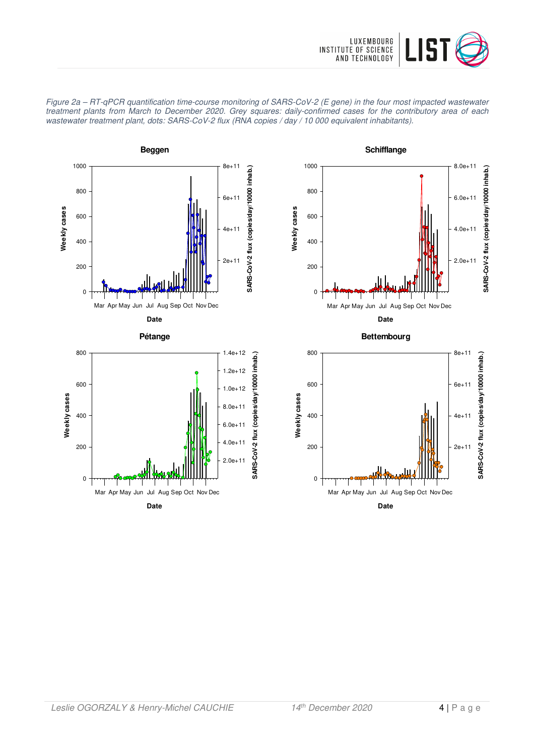*Figure 2a – RT-qPCR quantification time-course monitoring of SARS-CoV-2 (E gene) in the four most impacted wastewater treatment plants from March to December 2020. Grey squares: daily-confirmed cases for the contributory area of each wastewater treatment plant, dots: SARS-CoV-2 flux (RNA copies / day / 10 000 equivalent inhabitants).*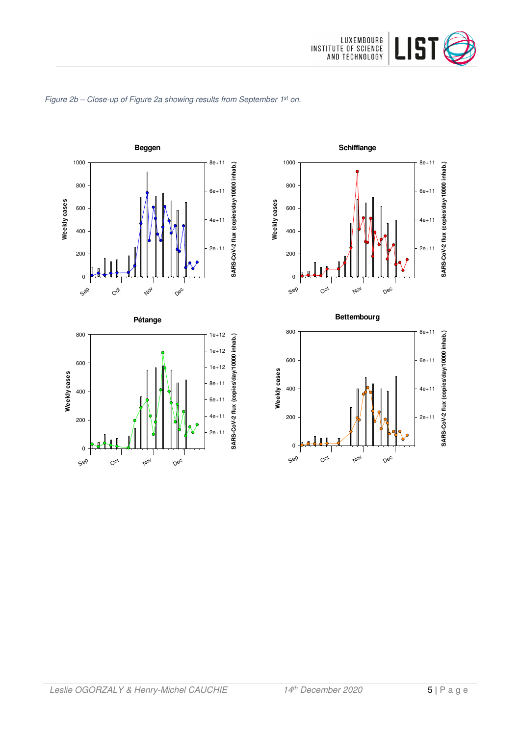*Figure 2b – Close-up of Figure 2a showing results from September 1st on.*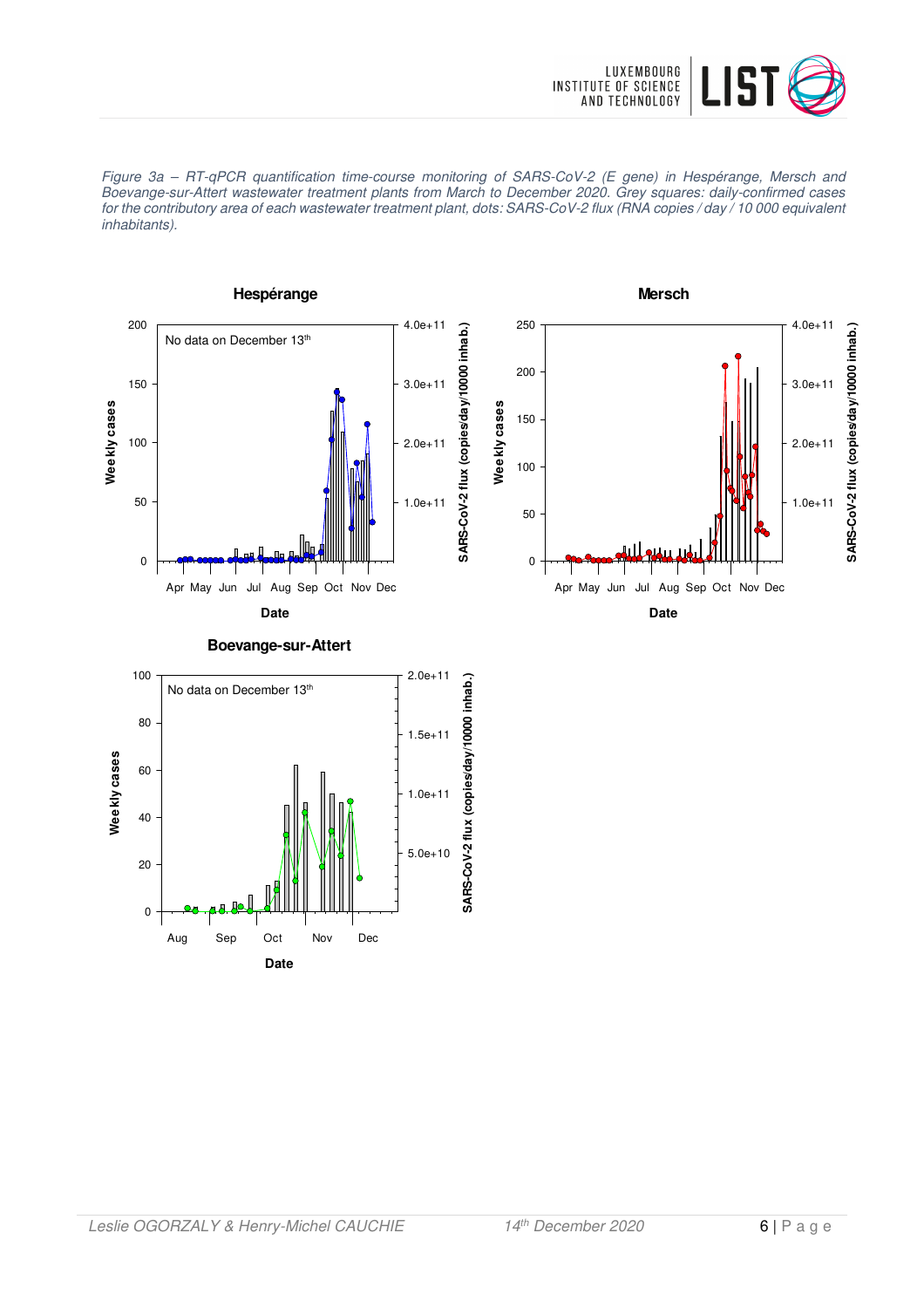*Figure 3a – RT-qPCR quantification time-course monitoring of SARS-CoV-2 (E gene) in Hespérange, Mersch and Boevange-sur-Attert wastewater treatment plants from March to December 2020. Grey squares: daily-confirmed cases for the contributory area of each wastewater treatment plant, dots: SARS-CoV-2 flux (RNA copies / day / 10 000 equivalent inhabitants).*

**Hespérange**

No data on December 13th

Weekly cases | SARS-CoV-2 flux (copies/day/10000 inhab.) | Date

**Mersch**

Weekly cases | SARS-CoV-2 flux (copies/day/10000 inhab.) | Date

**Boevange-sur-Attert**

No data on December 13th

Weekly cases | SARS-CoV-2 flux (copies/day/10000 inhab.) | Date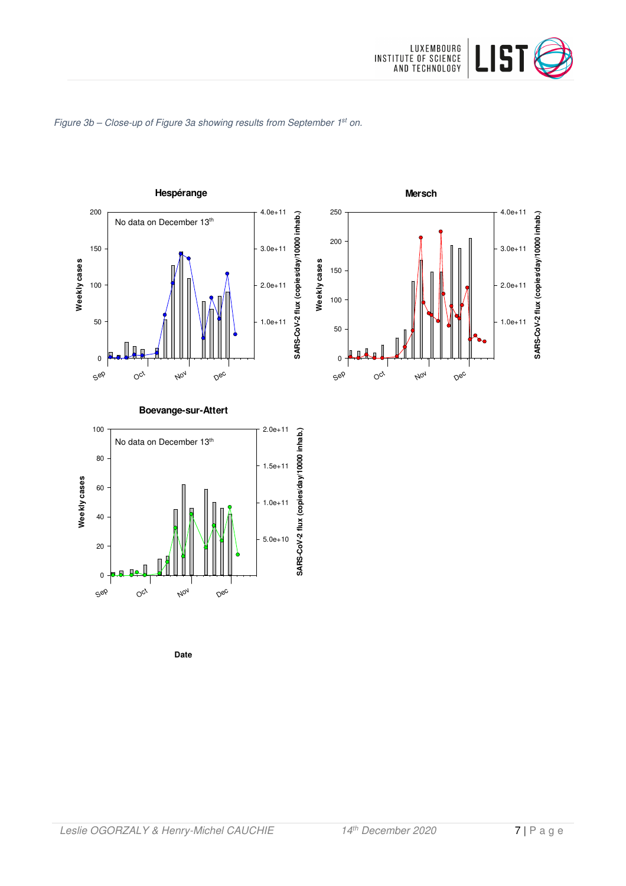*Figure 3b – Close-up of Figure 3a showing results from September 1st on.*

**Hespérange**

No data on December 13th

**Mersch**

**Boevange-sur-Attert**

No data on December 13th

Weekly cases

SARS-CoV-2 flux (copies/day/10000 inhab.)

**Date**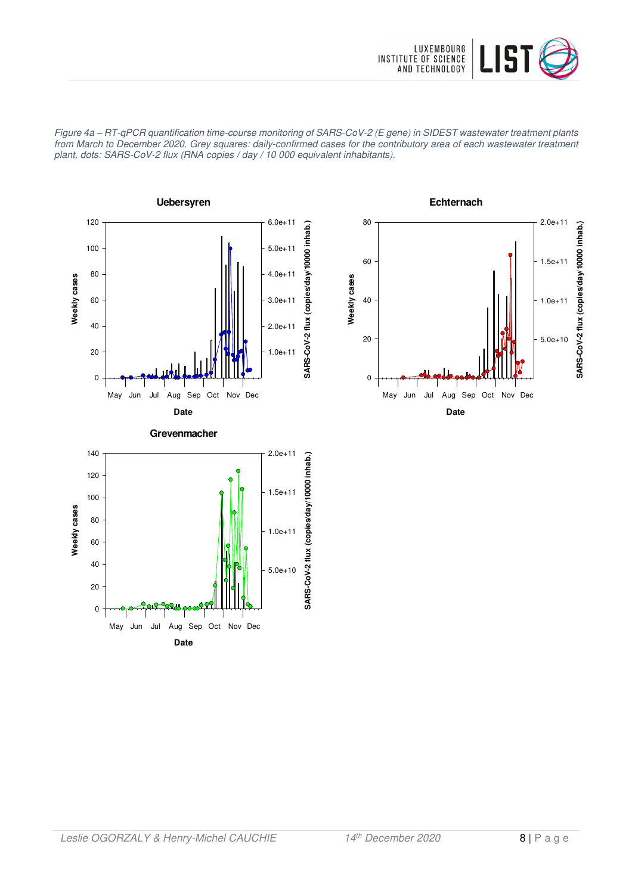*Figure 4a – RT-qPCR quantification time-course monitoring of SARS-CoV-2 (E gene) in SIDEST wastewater treatment plants from March to December 2020. Grey squares: daily-confirmed cases for the contributory area of each wastewater treatment plant, dots: SARS-CoV-2 flux (RNA copies / day / 10 000 equivalent inhabitants).*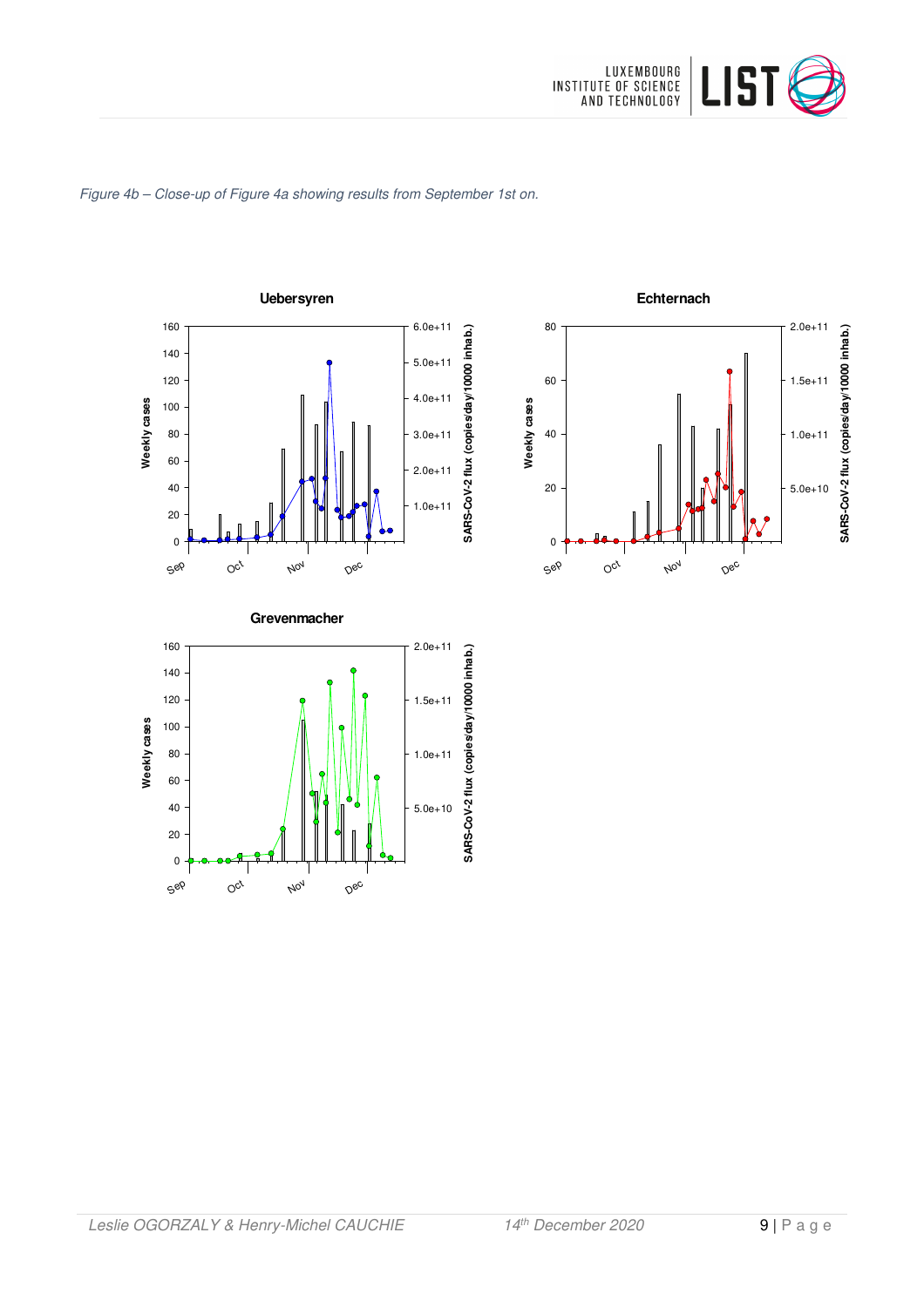*Figure 4b – Close-up of Figure 4a showing results from September 1st on.*

**Uebersyren**

**Echternach**

**Grevenmacher**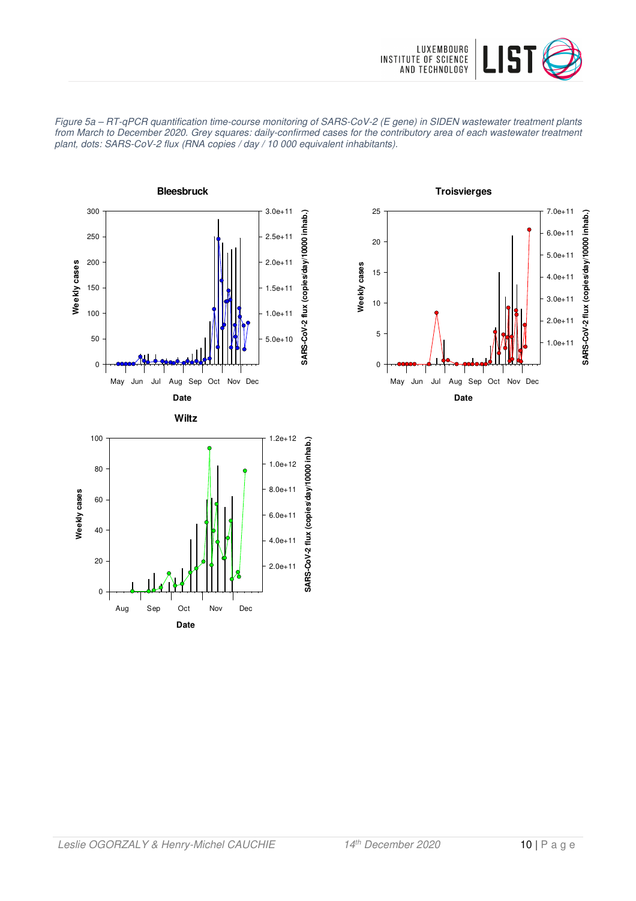*Figure 5a – RT-qPCR quantification time-course monitoring of SARS-CoV-2 (E gene) in SIDEN wastewater treatment plants from March to December 2020. Grey squares: daily-confirmed cases for the contributory area of each wastewater treatment plant, dots: SARS-CoV-2 flux (RNA copies / day / 10 000 equivalent inhabitants).*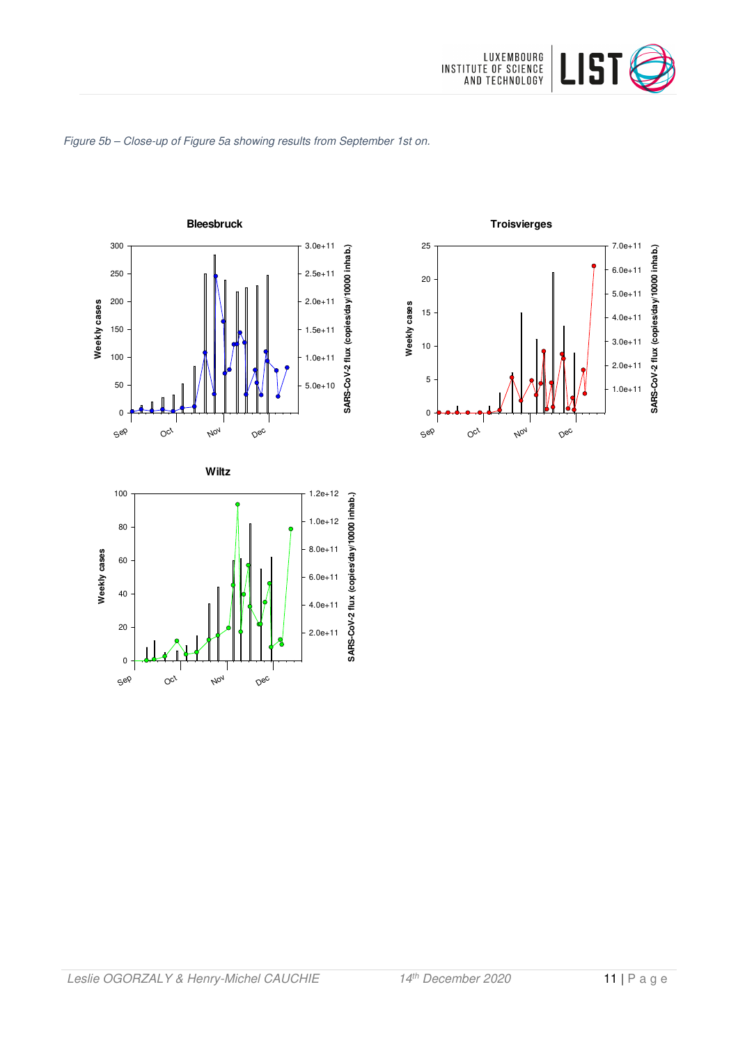*Figure 5b – Close-up of Figure 5a showing results from September 1st on.*

**Bleesbruck**

**Troisvierges**

**Wiltz**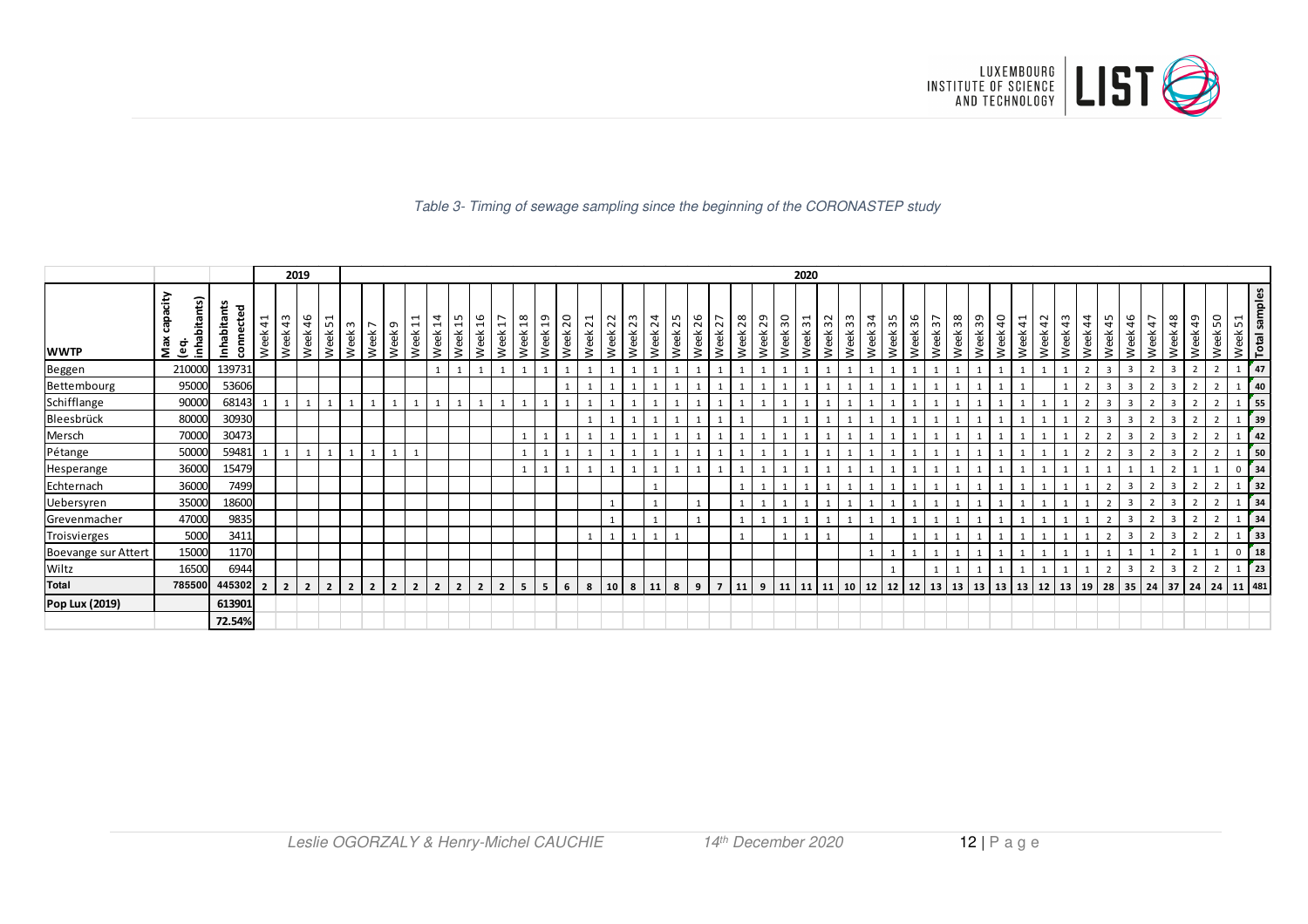*Table 3- Timing of sewage sampling since the beginning of the CORONASTEP study*

| | | | 2019 | | | | 2020 | | | | | | | | | | | | | | | | | | | | | | | | | | | | | | | | | | | | | | | | |
|---|---|---|---|---|---|---|---|---|---|---|---|---|---|---|---|---|---|---|---|---|---|---|---|---|---|---|---|---|---|---|---|---|---|---|---|---|---|---|---|---|---|---|---|---|---|---|---|
| **WWTP** | **Max capacity (eq. inhabitants)** | **Inhabitants connected** | Week 41 | Week 43 | Week 46 | Week 51 | Week 3 | Week 7 | Week 9 | Week 11 | Week 14 | Week 15 | Week 16 | Week 17 | Week 18 | Week 19 | Week 20 | Week 21 | Week 22 | Week 23 | Week 24 | Week 25 | Week 26 | Week 27 | Week 28 | Week 29 | Week 30 | Week 31 | Week 32 | Week 33 | Week 34 | Week 35 | Week 36 | Week 37 | Week 38 | Week 39 | Week 40 | Week 41 | Week 42 | Week 43 | Week 44 | Week 45 | Week 46 | Week 47 | Week 48 | Week 49 | Week 50 | Week 51 | **Total samples** |
| Beggen | 210000 | 139731 | | | | | | | | | 1 | 1 | 1 | 1 | 1 | 1 | 1 | 1 | 1 | 1 | 1 | 1 | 1 | 1 | 1 | 1 | 1 | 1 | 1 | 1 | 1 | 1 | 1 | 1 | 1 | 1 | 1 | 1 | 1 | 1 | 2 | 3 | 3 | 2 | 3 | 2 | 2 | 1 | **47** |
| Bettembourg | 95000 | 53606 | | | | | | | | | | | | | | | 1 | 1 | 1 | 1 | 1 | 1 | 1 | 1 | 1 | 1 | 1 | 1 | 1 | 1 | 1 | 1 | 1 | 1 | 1 | 1 | 1 | 1 | | 1 | 2 | 3 | 3 | 2 | 3 | 2 | 2 | 1 | **40** |
| Schifflange | 90000 | 68143 | 1 | 1 | 1 | 1 | 1 | 1 | 1 | 1 | 1 | 1 | 1 | 1 | 1 | 1 | 1 | 1 | 1 | 1 | 1 | 1 | 1 | 1 | 1 | 1 | 1 | 1 | 1 | 1 | 1 | 1 | 1 | 1 | 1 | 1 | 1 | 1 | 1 | 1 | 2 | 3 | 3 | 2 | 3 | 2 | 2 | 1 | **55** |
| Bleesbrück | 80000 | 30930 | | | | | | | | | | | | | | | | 1 | 1 | 1 | 1 | 1 | 1 | 1 | 1 | | 1 | 1 | 1 | 1 | 1 | 1 | 1 | 1 | 1 | 1 | 1 | 1 | 1 | 1 | 2 | 3 | 3 | 2 | 3 | 2 | 2 | 1 | **39** |
| Mersch | 70000 | 30473 | | | | | | | | | | | | | 1 | 1 | 1 | 1 | 1 | 1 | 1 | 1 | 1 | 1 | 1 | 1 | 1 | 1 | 1 | 1 | 1 | 1 | 1 | 1 | 1 | 1 | 1 | 1 | 1 | 1 | 2 | 2 | 3 | 2 | 3 | 2 | 2 | 1 | **42** |
| Pétange | 50000 | 59481 | 1 | 1 | 1 | 1 | 1 | 1 | 1 | 1 | | | | | 1 | 1 | 1 | 1 | 1 | 1 | 1 | 1 | 1 | 1 | 1 | 1 | 1 | 1 | 1 | 1 | 1 | 1 | 1 | 1 | 1 | 1 | 1 | 1 | 1 | 1 | 2 | 2 | 3 | 2 | 3 | 2 | 2 | 1 | **50** |
| Hesperange | 36000 | 15479 | | | | | | | | | | | | | 1 | 1 | 1 | 1 | 1 | 1 | 1 | 1 | 1 | 1 | 1 | 1 | 1 | 1 | 1 | 1 | 1 | 1 | 1 | 1 | 1 | 1 | 1 | 1 | 1 | 1 | 1 | 1 | 1 | 1 | 2 | 1 | 1 | 0 | **34** |
| Echternach | 36000 | 7499 | | | | | | | | | | | | | | | | | | | 1 | | | | 1 | 1 | 1 | 1 | 1 | 1 | 1 | 1 | 1 | 1 | 1 | 1 | 1 | 1 | 1 | 1 | 1 | 2 | 3 | 2 | 3 | 2 | 2 | 1 | **32** |
| Uebersyren | 35000 | 18600 | | | | | | | | | | | | | | | | | 1 | | 1 | | 1 | | 1 | 1 | 1 | 1 | 1 | 1 | 1 | 1 | 1 | 1 | 1 | 1 | 1 | 1 | 1 | 1 | 1 | 2 | 3 | 2 | 3 | 2 | 2 | 1 | **34** |
| Grevenmacher | 47000 | 9835 | | | | | | | | | | | | | | | | | 1 | | 1 | | 1 | | 1 | 1 | 1 | 1 | 1 | 1 | 1 | 1 | 1 | 1 | 1 | 1 | 1 | 1 | 1 | 1 | 1 | 2 | 3 | 2 | 3 | 2 | 2 | 1 | **34** |
| Troisvierges | 5000 | 3411 | | | | | | | | | | | | | | | | 1 | 1 | 1 | 1 | 1 | | | 1 | | 1 | 1 | 1 | | 1 | | 1 | 1 | 1 | 1 | 1 | 1 | 1 | 1 | 1 | 2 | 3 | 2 | 3 | 2 | 2 | 1 | **33** |
| Boevange sur Attert | 15000 | 1170 | | | | | | | | | | | | | | | | | | | | | | | | | | | | | 1 | 1 | 1 | 1 | 1 | 1 | 1 | 1 | 1 | 1 | 1 | 1 | 1 | 1 | 2 | 1 | 1 | 0 | **18** |
| Wiltz | 16500 | 6944 | | | | | | | | | | | | | | | | | | | | | | | | | | | | | | 1 | | 1 | 1 | 1 | 1 | 1 | 1 | 1 | 1 | 2 | 3 | 2 | 3 | 2 | 2 | 1 | **23** |
| **Total** | **785500** | **445302** | **2** | **2** | **2** | **2** | **2** | **2** | **2** | **2** | **2** | **2** | **2** | **2** | **5** | **5** | **6** | **8** | **10** | **8** | **11** | **8** | **9** | **7** | **11** | **9** | **11** | **11** | **11** | **10** | **12** | **12** | **12** | **13** | **13** | **13** | **13** | **13** | **12** | **13** | **19** | **28** | **35** | **24** | **37** | **24** | **24** | **11** | **481** |
| **Pop Lux (2019)** | | **613901** | | | | | | | | | | | | | | | | | | | | | | | | | | | | | | | | | | | | | | | | | | | | | | | |
| | | **72.54%** | | | | | | | | | | | | | | | | | | | | | | | | | | | | | | | | | | | | | | | | | | | | | | | |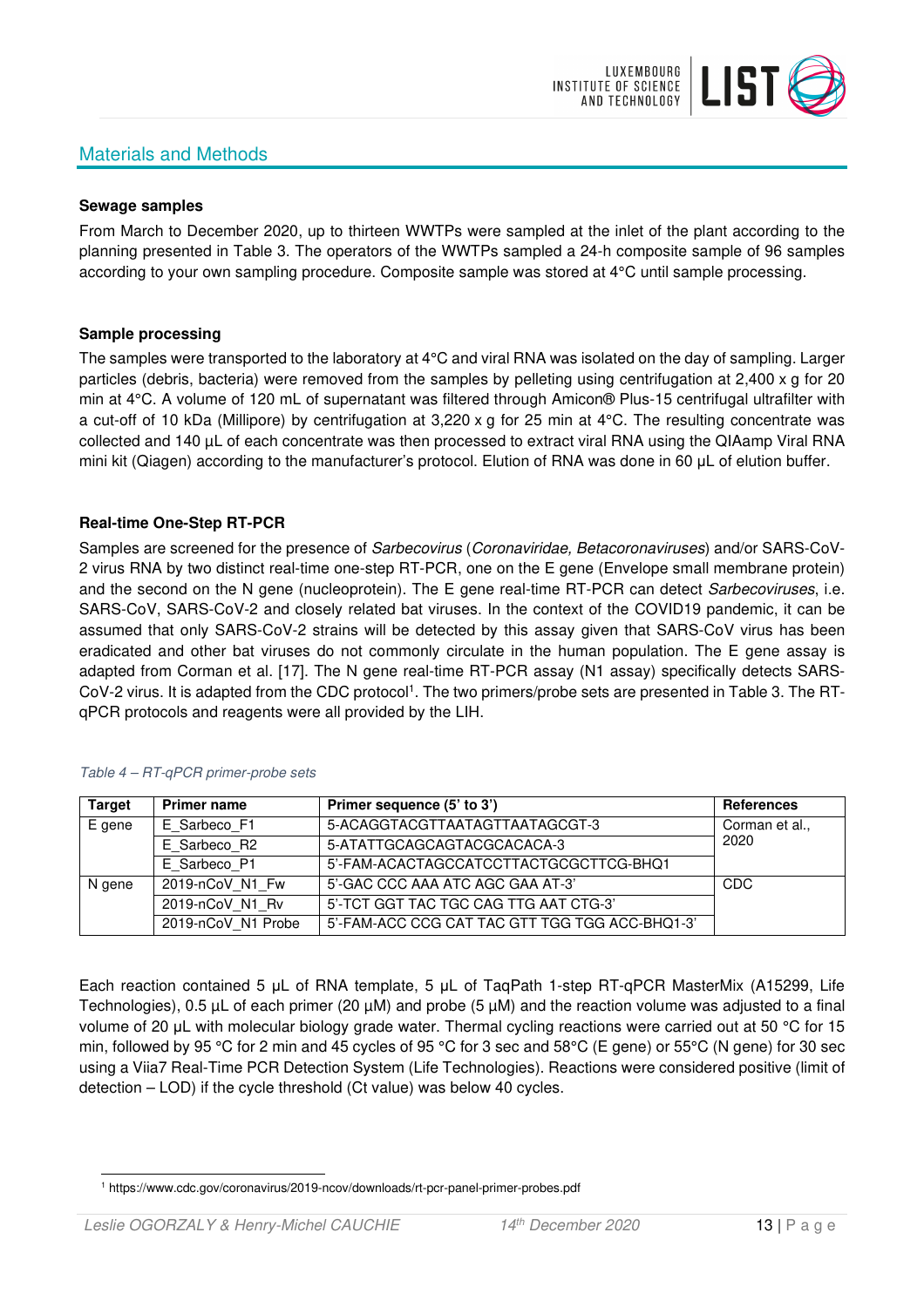## Materials and Methods

### Sewage samples

From March to December 2020, up to thirteen WWTPs were sampled at the inlet of the plant according to the planning presented in Table 3. The operators of the WWTPs sampled a 24-h composite sample of 96 samples according to your own sampling procedure. Composite sample was stored at 4°C until sample processing.

### Sample processing

The samples were transported to the laboratory at 4°C and viral RNA was isolated on the day of sampling. Larger particles (debris, bacteria) were removed from the samples by pelleting using centrifugation at 2,400 x g for 20 min at 4°C. A volume of 120 mL of supernatant was filtered through Amicon® Plus-15 centrifugal ultrafilter with a cut-off of 10 kDa (Millipore) by centrifugation at 3,220 x g for 25 min at 4°C. The resulting concentrate was collected and 140 µL of each concentrate was then processed to extract viral RNA using the QIAamp Viral RNA mini kit (Qiagen) according to the manufacturer's protocol. Elution of RNA was done in 60 µL of elution buffer.

### Real-time One-Step RT-PCR

Samples are screened for the presence of *Sarbecovirus* (*Coronaviridae, Betacoronaviruses*) and/or SARS-CoV-2 virus RNA by two distinct real-time one-step RT-PCR, one on the E gene (Envelope small membrane protein) and the second on the N gene (nucleoprotein). The E gene real-time RT-PCR can detect *Sarbecoviruses*, i.e. SARS-CoV, SARS-CoV-2 and closely related bat viruses. In the context of the COVID19 pandemic, it can be assumed that only SARS-CoV-2 strains will be detected by this assay given that SARS-CoV virus has been eradicated and other bat viruses do not commonly circulate in the human population. The E gene assay is adapted from Corman et al. [17]. The N gene real-time RT-PCR assay (N1 assay) specifically detects SARS-CoV-2 virus. It is adapted from the CDC protocol[1]. The two primers/probe sets are presented in Table 3. The RT-qPCR protocols and reagents were all provided by the LIH.

*Table 4 – RT-qPCR primer-probe sets*

| Target | Primer name | Primer sequence (5' to 3') | References |
|---|---|---|---|
| E gene | E_Sarbeco_F1 | 5-ACAGGTACGTTAATAGTTAATAGCGT-3 | Corman et al., 2020 |
| | E_Sarbeco_R2 | 5-ATATTGCAGCAGTACGCACACA-3 | |
| | E_Sarbeco_P1 | 5'-FAM-ACACTAGCCATCCTTACTGCGCTTCG-BHQ1 | |
| N gene | 2019-nCoV_N1_Fw | 5'-GAC CCC AAA ATC AGC GAA AT-3' | CDC |
| | 2019-nCoV_N1_Rv | 5'-TCT GGT TAC TGC CAG TTG AAT CTG-3' | |
| | 2019-nCoV_N1 Probe | 5'-FAM-ACC CCG CAT TAC GTT TGG TGG ACC-BHQ1-3' | |

Each reaction contained 5 µL of RNA template, 5 µL of TaqPath 1-step RT-qPCR MasterMix (A15299, Life Technologies), 0.5 µL of each primer (20 µM) and probe (5 µM) and the reaction volume was adjusted to a final volume of 20 µL with molecular biology grade water. Thermal cycling reactions were carried out at 50 °C for 15 min, followed by 95 °C for 2 min and 45 cycles of 95 °C for 3 sec and 58°C (E gene) or 55°C (N gene) for 30 sec using a Viia7 Real-Time PCR Detection System (Life Technologies). Reactions were considered positive (limit of detection – LOD) if the cycle threshold (Ct value) was below 40 cycles.

[1] https://www.cdc.gov/coronavirus/2019-ncov/downloads/rt-pcr-panel-primer-probes.pdf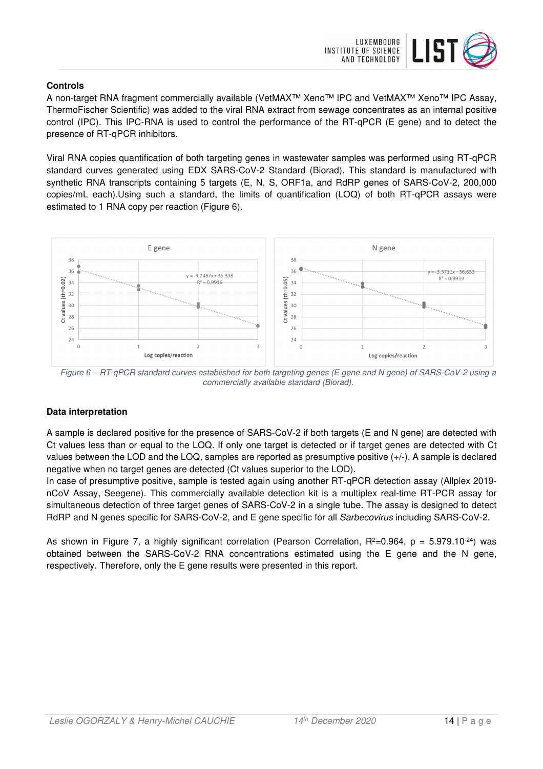**Controls**

A non-target RNA fragment commercially available (VetMAX™ Xeno™ IPC and VetMAX™ Xeno™ IPC Assay, ThermoFischer Scientific) was added to the viral RNA extract from sewage concentrates as an internal positive control (IPC). This IPC-RNA is used to control the performance of the RT-qPCR (E gene) and to detect the presence of RT-qPCR inhibitors.

Viral RNA copies quantification of both targeting genes in wastewater samples was performed using RT-qPCR standard curves generated using EDX SARS-CoV-2 Standard (Biorad). This standard is manufactured with synthetic RNA transcripts containing 5 targets (E, N, S, ORF1a, and RdRP genes of SARS-CoV-2, 200,000 copies/mL each).Using such a standard, the limits of quantification (LOQ) of both RT-qPCR assays were estimated to 1 RNA copy per reaction (Figure 6).

*Figure 6 – RT-qPCR standard curves established for both targeting genes (E gene and N gene) of SARS-CoV-2 using a commercially available standard (Biorad).*

**Data interpretation**

A sample is declared positive for the presence of SARS-CoV-2 if both targets (E and N gene) are detected with Ct values less than or equal to the LOQ. If only one target is detected or if target genes are detected with Ct values between the LOD and the LOQ, samples are reported as presumptive positive (+/-). A sample is declared negative when no target genes are detected (Ct values superior to the LOD).

In case of presumptive positive, sample is tested again using another RT-qPCR detection assay (Allplex 2019-nCoV Assay, Seegene). This commercially available detection kit is a multiplex real-time RT-PCR assay for simultaneous detection of three target genes of SARS-CoV-2 in a single tube. The assay is designed to detect RdRP and N genes specific for SARS-CoV-2, and E gene specific for all *Sarbecovirus* including SARS-CoV-2.

As shown in Figure 7, a highly significant correlation (Pearson Correlation, $R^2$=0.964, $p = 5.979.10^{-24}$) was obtained between the SARS-CoV-2 RNA concentrations estimated using the E gene and the N gene, respectively. Therefore, only the E gene results were presented in this report.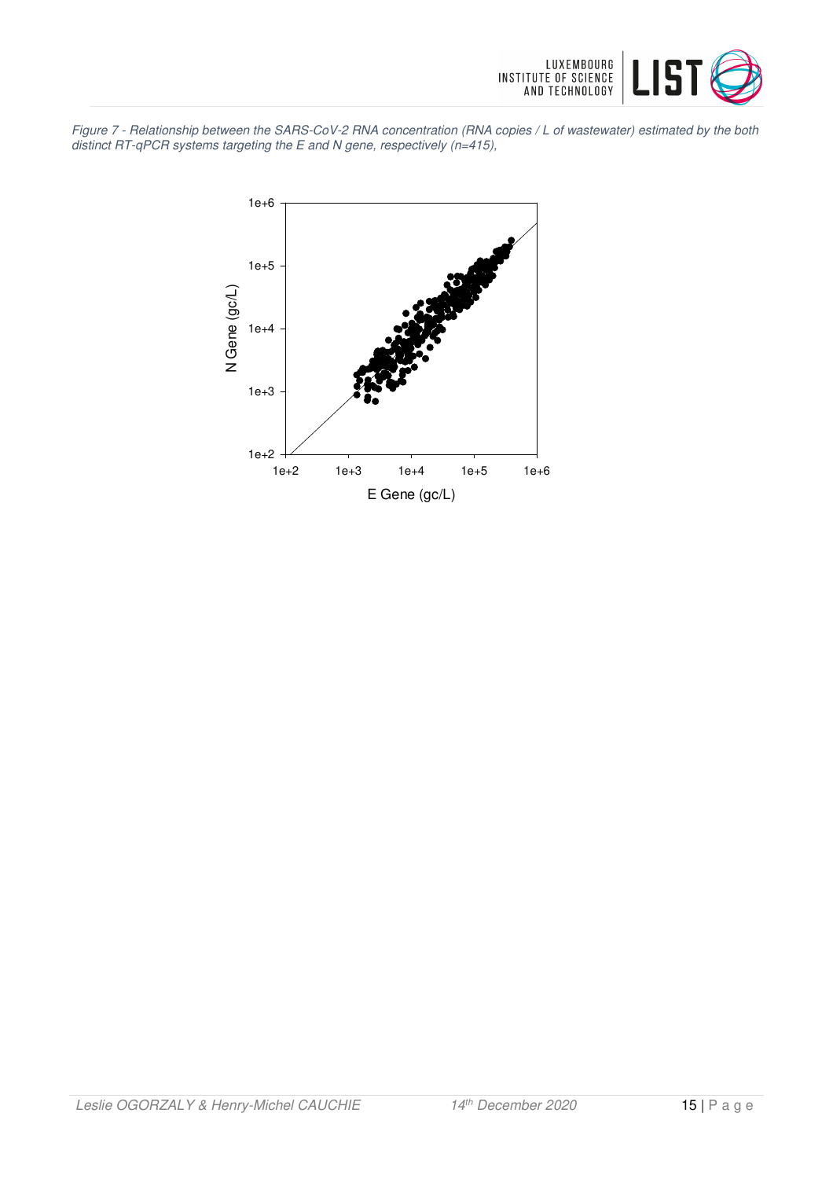*Figure 7 - Relationship between the SARS-CoV-2 RNA concentration (RNA copies / L of wastewater) estimated by the both distinct RT-qPCR systems targeting the E and N gene, respectively (n=415),*

N Gene (gc/L)

1e+6

1e+5

1e+4

1e+3

1e+2

1e+2 1e+3 1e+4 1e+5 1e+6

E Gene (gc/L)